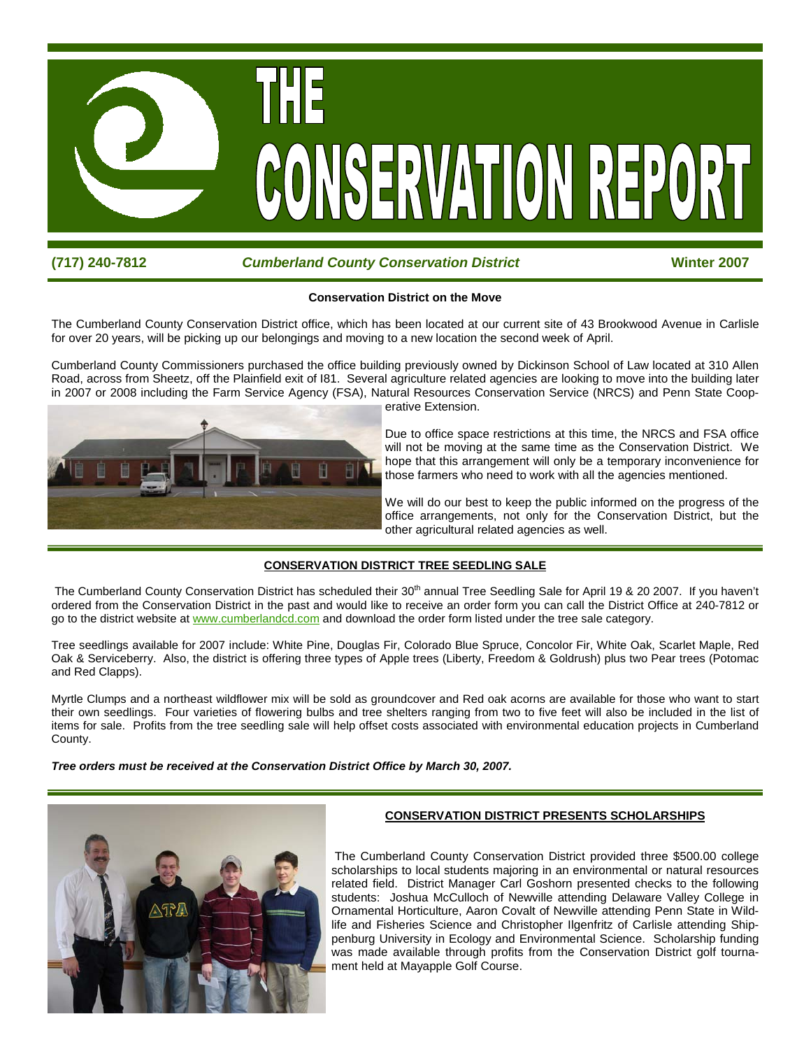# THE CONSERVATION REPORT

**(717) 240-7812** ***Cumberland County Conservation District*** **Winter 2007**

### Conservation District on the Move

The Cumberland County Conservation District office, which has been located at our current site of 43 Brookwood Avenue in Carlisle for over 20 years, will be picking up our belongings and moving to a new location the second week of April.

Cumberland County Commissioners purchased the office building previously owned by Dickinson School of Law located at 310 Allen Road, across from Sheetz, off the Plainfield exit of I81. Several agriculture related agencies are looking to move into the building later in 2007 or 2008 including the Farm Service Agency (FSA), Natural Resources Conservation Service (NRCS) and Penn State Cooperative Extension.

Due to office space restrictions at this time, the NRCS and FSA office will not be moving at the same time as the Conservation District. We hope that this arrangement will only be a temporary inconvenience for those farmers who need to work with all the agencies mentioned.

We will do our best to keep the public informed on the progress of the office arrangements, not only for the Conservation District, but the other agricultural related agencies as well.

### CONSERVATION DISTRICT TREE SEEDLING SALE

The Cumberland County Conservation District has scheduled their 30th annual Tree Seedling Sale for April 19 & 20 2007. If you haven't ordered from the Conservation District in the past and would like to receive an order form you can call the District Office at 240-7812 or go to the district website at www.cumberlandcd.com and download the order form listed under the tree sale category.

Tree seedlings available for 2007 include: White Pine, Douglas Fir, Colorado Blue Spruce, Concolor Fir, White Oak, Scarlet Maple, Red Oak & Serviceberry. Also, the district is offering three types of Apple trees (Liberty, Freedom & Goldrush) plus two Pear trees (Potomac and Red Clapps).

Myrtle Clumps and a northeast wildflower mix will be sold as groundcover and Red oak acorns are available for those who want to start their own seedlings. Four varieties of flowering bulbs and tree shelters ranging from two to five feet will also be included in the list of items for sale. Profits from the tree seedling sale will help offset costs associated with environmental education projects in Cumberland County.

***Tree orders must be received at the Conservation District Office by March 30, 2007.***

### CONSERVATION DISTRICT PRESENTS SCHOLARSHIPS

The Cumberland County Conservation District provided three $500.00 college scholarships to local students majoring in an environmental or natural resources related field. District Manager Carl Goshorn presented checks to the following students: Joshua McCulloch of Newville attending Delaware Valley College in Ornamental Horticulture, Aaron Covalt of Newville attending Penn State in Wildlife and Fisheries Science and Christopher Ilgenfritz of Carlisle attending Shippenburg University in Ecology and Environmental Science. Scholarship funding was made available through profits from the Conservation District golf tournament held at Mayapple Golf Course.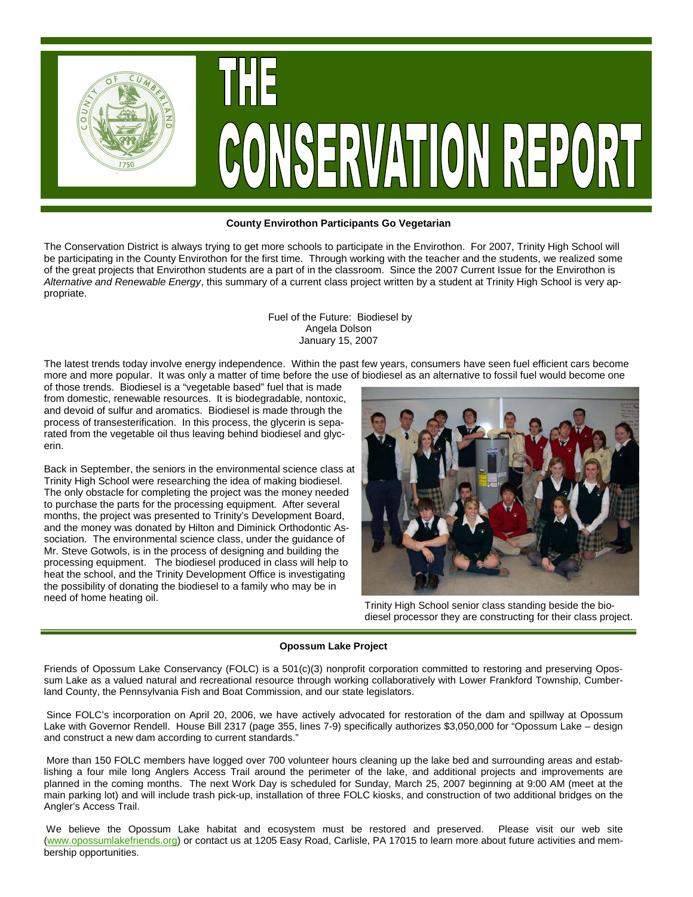# THE CONSERVATION REPORT

**County Envirothon Participants Go Vegetarian**

The Conservation District is always trying to get more schools to participate in the Envirothon. For 2007, Trinity High School will be participating in the County Envirothon for the first time. Through working with the teacher and the students, we realized some of the great projects that Envirothon students are a part of in the classroom. Since the 2007 Current Issue for the Envirothon is *Alternative and Renewable Energy*, this summary of a current class project written by a student at Trinity High School is very appropriate.

Fuel of the Future: Biodiesel by
Angela Dolson
January 15, 2007

The latest trends today involve energy independence. Within the past few years, consumers have seen fuel efficient cars become more and more popular. It was only a matter of time before the use of biodiesel as an alternative to fossil fuel would become one of those trends. Biodiesel is a "vegetable based" fuel that is made from domestic, renewable resources. It is biodegradable, nontoxic, and devoid of sulfur and aromatics. Biodiesel is made through the process of transesterification. In this process, the glycerin is separated from the vegetable oil thus leaving behind biodiesel and glycerin.

Back in September, the seniors in the environmental science class at Trinity High School were researching the idea of making biodiesel. The only obstacle for completing the project was the money needed to purchase the parts for the processing equipment. After several months, the project was presented to Trinity's Development Board, and the money was donated by Hilton and Diminick Orthodontic Association. The environmental science class, under the guidance of Mr. Steve Gotwols, is in the process of designing and building the processing equipment. The biodiesel produced in class will help to heat the school, and the Trinity Development Office is investigating the possibility of donating the biodiesel to a family who may be in need of home heating oil.

Trinity High School senior class standing beside the biodiesel processor they are constructing for their class project.

---

**Opossum Lake Project**

Friends of Opossum Lake Conservancy (FOLC) is a 501(c)(3) nonprofit corporation committed to restoring and preserving Opossum Lake as a valued natural and recreational resource through working collaboratively with Lower Frankford Township, Cumberland County, the Pennsylvania Fish and Boat Commission, and our state legislators.

Since FOLC's incorporation on April 20, 2006, we have actively advocated for restoration of the dam and spillway at Opossum Lake with Governor Rendell. House Bill 2317 (page 355, lines 7-9) specifically authorizes $3,050,000 for "Opossum Lake – design and construct a new dam according to current standards."

More than 150 FOLC members have logged over 700 volunteer hours cleaning up the lake bed and surrounding areas and establishing a four mile long Anglers Access Trail around the perimeter of the lake, and additional projects and improvements are planned in the coming months. The next Work Day is scheduled for Sunday, March 25, 2007 beginning at 9:00 AM (meet at the main parking lot) and will include trash pick-up, installation of three FOLC kiosks, and construction of two additional bridges on the Angler's Access Trail.

We believe the Opossum Lake habitat and ecosystem must be restored and preserved. Please visit our web site (www.opossumlakefriends.org) or contact us at 1205 Easy Road, Carlisle, PA 17015 to learn more about future activities and membership opportunities.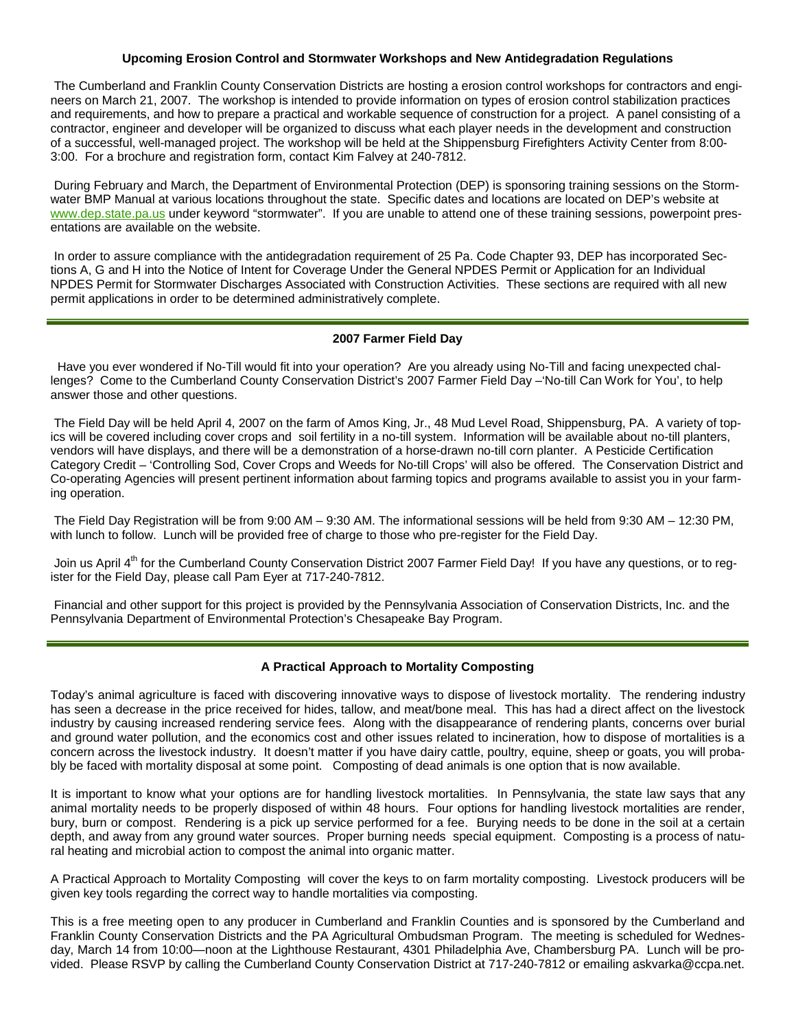### Upcoming Erosion Control and Stormwater Workshops and New Antidegradation Regulations

The Cumberland and Franklin County Conservation Districts are hosting a erosion control workshops for contractors and engineers on March 21, 2007. The workshop is intended to provide information on types of erosion control stabilization practices and requirements, and how to prepare a practical and workable sequence of construction for a project. A panel consisting of a contractor, engineer and developer will be organized to discuss what each player needs in the development and construction of a successful, well-managed project. The workshop will be held at the Shippensburg Firefighters Activity Center from 8:00-3:00. For a brochure and registration form, contact Kim Falvey at 240-7812.

During February and March, the Department of Environmental Protection (DEP) is sponsoring training sessions on the Stormwater BMP Manual at various locations throughout the state. Specific dates and locations are located on DEP's website at www.dep.state.pa.us under keyword "stormwater". If you are unable to attend one of these training sessions, powerpoint presentations are available on the website.

In order to assure compliance with the antidegradation requirement of 25 Pa. Code Chapter 93, DEP has incorporated Sections A, G and H into the Notice of Intent for Coverage Under the General NPDES Permit or Application for an Individual NPDES Permit for Stormwater Discharges Associated with Construction Activities. These sections are required with all new permit applications in order to be determined administratively complete.

---

### 2007 Farmer Field Day

Have you ever wondered if No-Till would fit into your operation? Are you already using No-Till and facing unexpected challenges? Come to the Cumberland County Conservation District's 2007 Farmer Field Day –'No-till Can Work for You', to help answer those and other questions.

The Field Day will be held April 4, 2007 on the farm of Amos King, Jr., 48 Mud Level Road, Shippensburg, PA. A variety of topics will be covered including cover crops and soil fertility in a no-till system. Information will be available about no-till planters, vendors will have displays, and there will be a demonstration of a horse-drawn no-till corn planter. A Pesticide Certification Category Credit – 'Controlling Sod, Cover Crops and Weeds for No-till Crops' will also be offered. The Conservation District and Co-operating Agencies will present pertinent information about farming topics and programs available to assist you in your farming operation.

The Field Day Registration will be from 9:00 AM – 9:30 AM. The informational sessions will be held from 9:30 AM – 12:30 PM, with lunch to follow. Lunch will be provided free of charge to those who pre-register for the Field Day.

Join us April 4th for the Cumberland County Conservation District 2007 Farmer Field Day! If you have any questions, or to register for the Field Day, please call Pam Eyer at 717-240-7812.

Financial and other support for this project is provided by the Pennsylvania Association of Conservation Districts, Inc. and the Pennsylvania Department of Environmental Protection's Chesapeake Bay Program.

---

### A Practical Approach to Mortality Composting

Today's animal agriculture is faced with discovering innovative ways to dispose of livestock mortality. The rendering industry has seen a decrease in the price received for hides, tallow, and meat/bone meal. This has had a direct affect on the livestock industry by causing increased rendering service fees. Along with the disappearance of rendering plants, concerns over burial and ground water pollution, and the economics cost and other issues related to incineration, how to dispose of mortalities is a concern across the livestock industry. It doesn't matter if you have dairy cattle, poultry, equine, sheep or goats, you will probably be faced with mortality disposal at some point. Composting of dead animals is one option that is now available.

It is important to know what your options are for handling livestock mortalities. In Pennsylvania, the state law says that any animal mortality needs to be properly disposed of within 48 hours. Four options for handling livestock mortalities are render, bury, burn or compost. Rendering is a pick up service performed for a fee. Burying needs to be done in the soil at a certain depth, and away from any ground water sources. Proper burning needs special equipment. Composting is a process of natural heating and microbial action to compost the animal into organic matter.

A Practical Approach to Mortality Composting will cover the keys to on farm mortality composting. Livestock producers will be given key tools regarding the correct way to handle mortalities via composting.

This is a free meeting open to any producer in Cumberland and Franklin Counties and is sponsored by the Cumberland and Franklin County Conservation Districts and the PA Agricultural Ombudsman Program. The meeting is scheduled for Wednesday, March 14 from 10:00—noon at the Lighthouse Restaurant, 4301 Philadelphia Ave, Chambersburg PA. Lunch will be provided. Please RSVP by calling the Cumberland County Conservation District at 717-240-7812 or emailing askvarka@ccpa.net.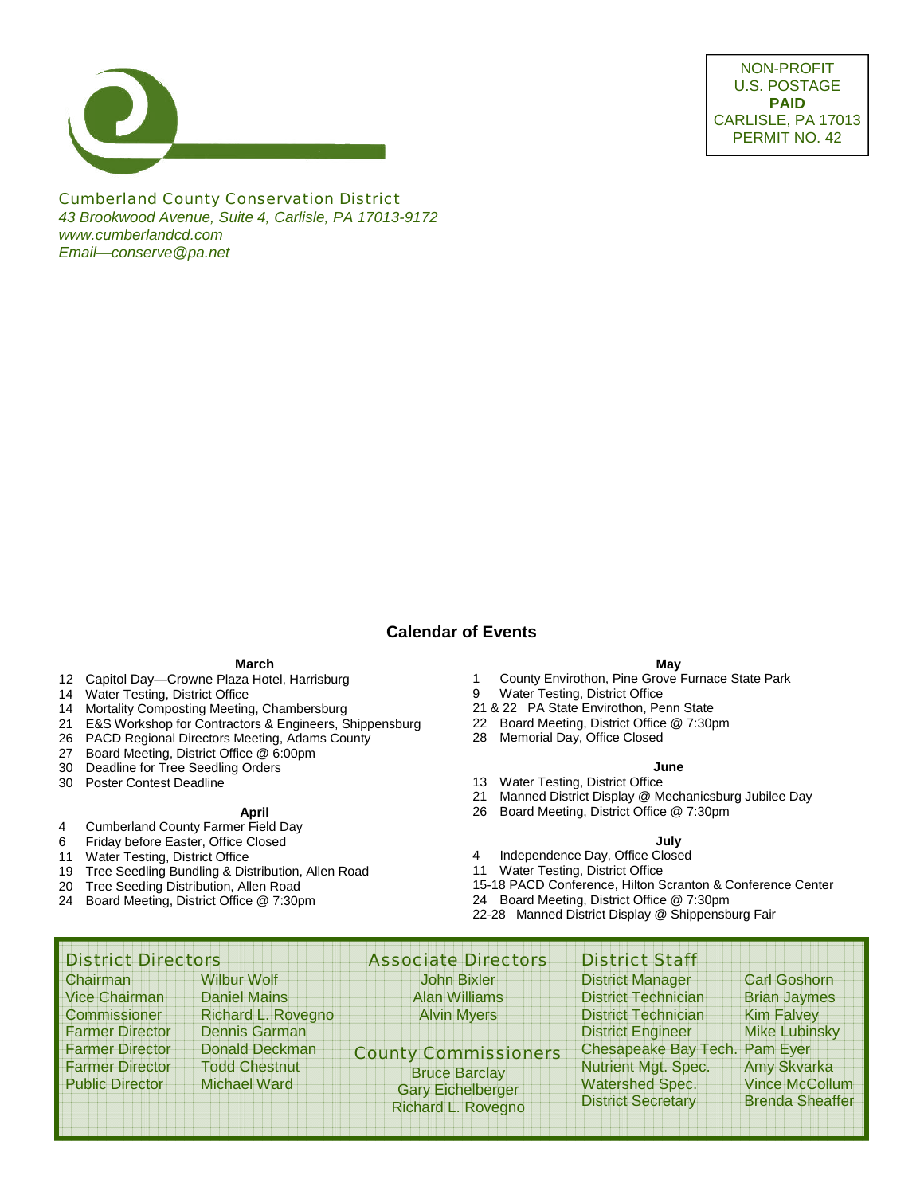NON-PROFIT
U.S. POSTAGE
**PAID**
CARLISLE, PA 17013
PERMIT NO. 42

Cumberland County Conservation District
*43 Brookwood Avenue, Suite 4, Carlisle, PA 17013-9172*
*www.cumberlandcd.com*
*Email—conserve@pa.net*

## Calendar of Events

**March**

- 12 Capitol Day—Crowne Plaza Hotel, Harrisburg
- 14 Water Testing, District Office
- 14 Mortality Composting Meeting, Chambersburg
- 21 E&S Workshop for Contractors & Engineers, Shippensburg
- 26 PACD Regional Directors Meeting, Adams County
- 27 Board Meeting, District Office @ 6:00pm
- 30 Deadline for Tree Seedling Orders
- 30 Poster Contest Deadline

**April**

- 4 Cumberland County Farmer Field Day
- 6 Friday before Easter, Office Closed
- 11 Water Testing, District Office
- 19 Tree Seedling Bundling & Distribution, Allen Road
- 20 Tree Seeding Distribution, Allen Road
- 24 Board Meeting, District Office @ 7:30pm

**May**

- 1 County Envirothon, Pine Grove Furnace State Park
- 9 Water Testing, District Office
- 21 & 22 PA State Envirothon, Penn State
- 22 Board Meeting, District Office @ 7:30pm
- 28 Memorial Day, Office Closed

**June**

- 13 Water Testing, District Office
- 21 Manned District Display @ Mechanicsburg Jubilee Day
- 26 Board Meeting, District Office @ 7:30pm

**July**

- 4 Independence Day, Office Closed
- 11 Water Testing, District Office
- 15-18 PACD Conference, Hilton Scranton & Conference Center
- 24 Board Meeting, District Office @ 7:30pm
- 22-28 Manned District Display @ Shippensburg Fair

### District Directors

| | |
|---|---|
| Chairman | Wilbur Wolf |
| Vice Chairman | Daniel Mains |
| Commissioner | Richard L. Rovegno |
| Farmer Director | Dennis Garman |
| Farmer Director | Donald Deckman |
| Farmer Director | Todd Chestnut |
| Public Director | Michael Ward |

### Associate Directors

John Bixler
Alan Williams
Alvin Myers

### County Commissioners

Bruce Barclay
Gary Eichelberger
Richard L. Rovegno

### District Staff

| | |
|---|---|
| District Manager | Carl Goshorn |
| District Technician | Brian Jaymes |
| District Technician | Kim Falvey |
| District Engineer | Mike Lubinsky |
| Chesapeake Bay Tech. | Pam Eyer |
| Nutrient Mgt. Spec. | Amy Skvarka |
| Watershed Spec. | Vince McCollum |
| District Secretary | Brenda Sheaffer |